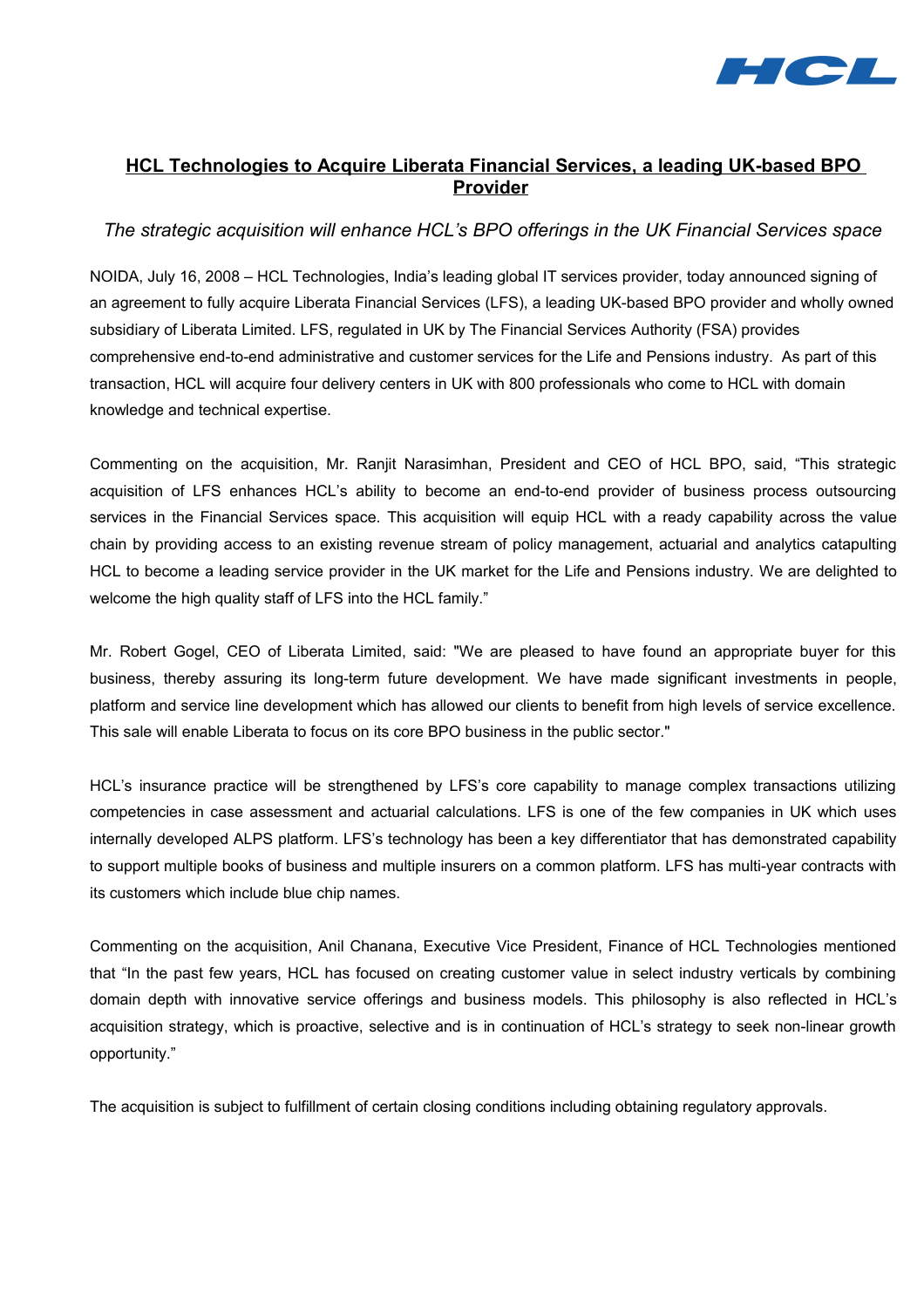# HCL Technologies to Acquire Liberata Financial Services, a leading UK-based BPO Provider

*The strategic acquisition will enhance HCL's BPO offerings in the UK Financial Services space*

NOIDA, July 16, 2008 – HCL Technologies, India's leading global IT services provider, today announced signing of an agreement to fully acquire Liberata Financial Services (LFS), a leading UK-based BPO provider and wholly owned subsidiary of Liberata Limited. LFS, regulated in UK by The Financial Services Authority (FSA) provides comprehensive end-to-end administrative and customer services for the Life and Pensions industry. As part of this transaction, HCL will acquire four delivery centers in UK with 800 professionals who come to HCL with domain knowledge and technical expertise.

Commenting on the acquisition, Mr. Ranjit Narasimhan, President and CEO of HCL BPO, said, "This strategic acquisition of LFS enhances HCL's ability to become an end-to-end provider of business process outsourcing services in the Financial Services space. This acquisition will equip HCL with a ready capability across the value chain by providing access to an existing revenue stream of policy management, actuarial and analytics catapulting HCL to become a leading service provider in the UK market for the Life and Pensions industry. We are delighted to welcome the high quality staff of LFS into the HCL family."

Mr. Robert Gogel, CEO of Liberata Limited, said: "We are pleased to have found an appropriate buyer for this business, thereby assuring its long-term future development. We have made significant investments in people, platform and service line development which has allowed our clients to benefit from high levels of service excellence. This sale will enable Liberata to focus on its core BPO business in the public sector."

HCL's insurance practice will be strengthened by LFS's core capability to manage complex transactions utilizing competencies in case assessment and actuarial calculations. LFS is one of the few companies in UK which uses internally developed ALPS platform. LFS's technology has been a key differentiator that has demonstrated capability to support multiple books of business and multiple insurers on a common platform. LFS has multi-year contracts with its customers which include blue chip names.

Commenting on the acquisition, Anil Chanana, Executive Vice President, Finance of HCL Technologies mentioned that "In the past few years, HCL has focused on creating customer value in select industry verticals by combining domain depth with innovative service offerings and business models. This philosophy is also reflected in HCL's acquisition strategy, which is proactive, selective and is in continuation of HCL's strategy to seek non-linear growth opportunity."

The acquisition is subject to fulfillment of certain closing conditions including obtaining regulatory approvals.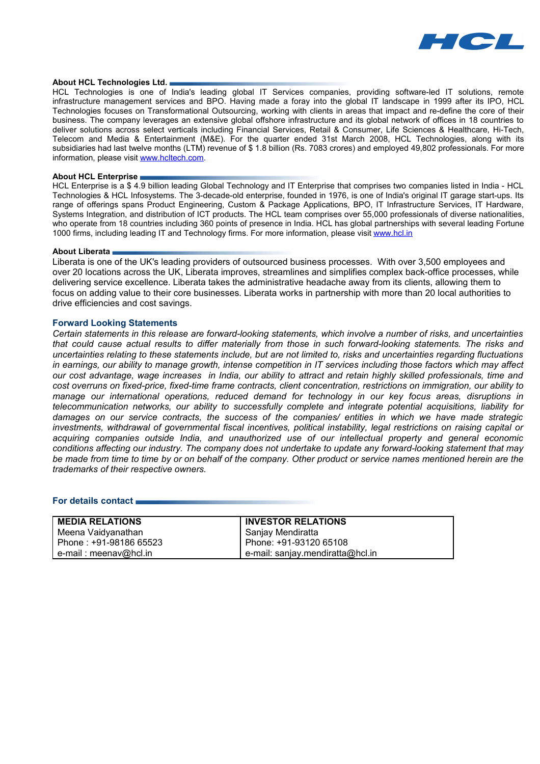### About HCL Technologies Ltd.

HCL Technologies is one of India's leading global IT Services companies, providing software-led IT solutions, remote infrastructure management services and BPO. Having made a foray into the global IT landscape in 1999 after its IPO, HCL Technologies focuses on Transformational Outsourcing, working with clients in areas that impact and re-define the core of their business. The company leverages an extensive global offshore infrastructure and its global network of offices in 18 countries to deliver solutions across select verticals including Financial Services, Retail & Consumer, Life Sciences & Healthcare, Hi-Tech, Telecom and Media & Entertainment (M&E). For the quarter ended 31st March 2008, HCL Technologies, along with its subsidiaries had last twelve months (LTM) revenue of $ 1.8 billion (Rs. 7083 crores) and employed 49,802 professionals. For more information, please visit www.hcltech.com.

### About HCL Enterprise

HCL Enterprise is a $ 4.9 billion leading Global Technology and IT Enterprise that comprises two companies listed in India - HCL Technologies & HCL Infosystems. The 3-decade-old enterprise, founded in 1976, is one of India's original IT garage start-ups. Its range of offerings spans Product Engineering, Custom & Package Applications, BPO, IT Infrastructure Services, IT Hardware, Systems Integration, and distribution of ICT products. The HCL team comprises over 55,000 professionals of diverse nationalities, who operate from 18 countries including 360 points of presence in India. HCL has global partnerships with several leading Fortune 1000 firms, including leading IT and Technology firms. For more information, please visit www.hcl.in

### About Liberata

Liberata is one of the UK's leading providers of outsourced business processes. With over 3,500 employees and over 20 locations across the UK, Liberata improves, streamlines and simplifies complex back-office processes, while delivering service excellence. Liberata takes the administrative headache away from its clients, allowing them to focus on adding value to their core businesses. Liberata works in partnership with more than 20 local authorities to drive efficiencies and cost savings.

### Forward Looking Statements

*Certain statements in this release are forward-looking statements, which involve a number of risks, and uncertainties that could cause actual results to differ materially from those in such forward-looking statements. The risks and uncertainties relating to these statements include, but are not limited to, risks and uncertainties regarding fluctuations in earnings, our ability to manage growth, intense competition in IT services including those factors which may affect our cost advantage, wage increases in India, our ability to attract and retain highly skilled professionals, time and cost overruns on fixed-price, fixed-time frame contracts, client concentration, restrictions on immigration, our ability to manage our international operations, reduced demand for technology in our key focus areas, disruptions in telecommunication networks, our ability to successfully complete and integrate potential acquisitions, liability for damages on our service contracts, the success of the companies/ entities in which we have made strategic investments, withdrawal of governmental fiscal incentives, political instability, legal restrictions on raising capital or acquiring companies outside India, and unauthorized use of our intellectual property and general economic conditions affecting our industry. The company does not undertake to update any forward-looking statement that may be made from time to time by or on behalf of the company. Other product or service names mentioned herein are the trademarks of their respective owners.*

### For details contact

| MEDIA RELATIONS | INVESTOR RELATIONS |
|---|---|
| Meena Vaidyanathan | Sanjay Mendiratta |
| Phone : +91-98186 65523 | Phone: +91-93120 65108 |
| e-mail : meenav@hcl.in | e-mail: sanjay.mendiratta@hcl.in |